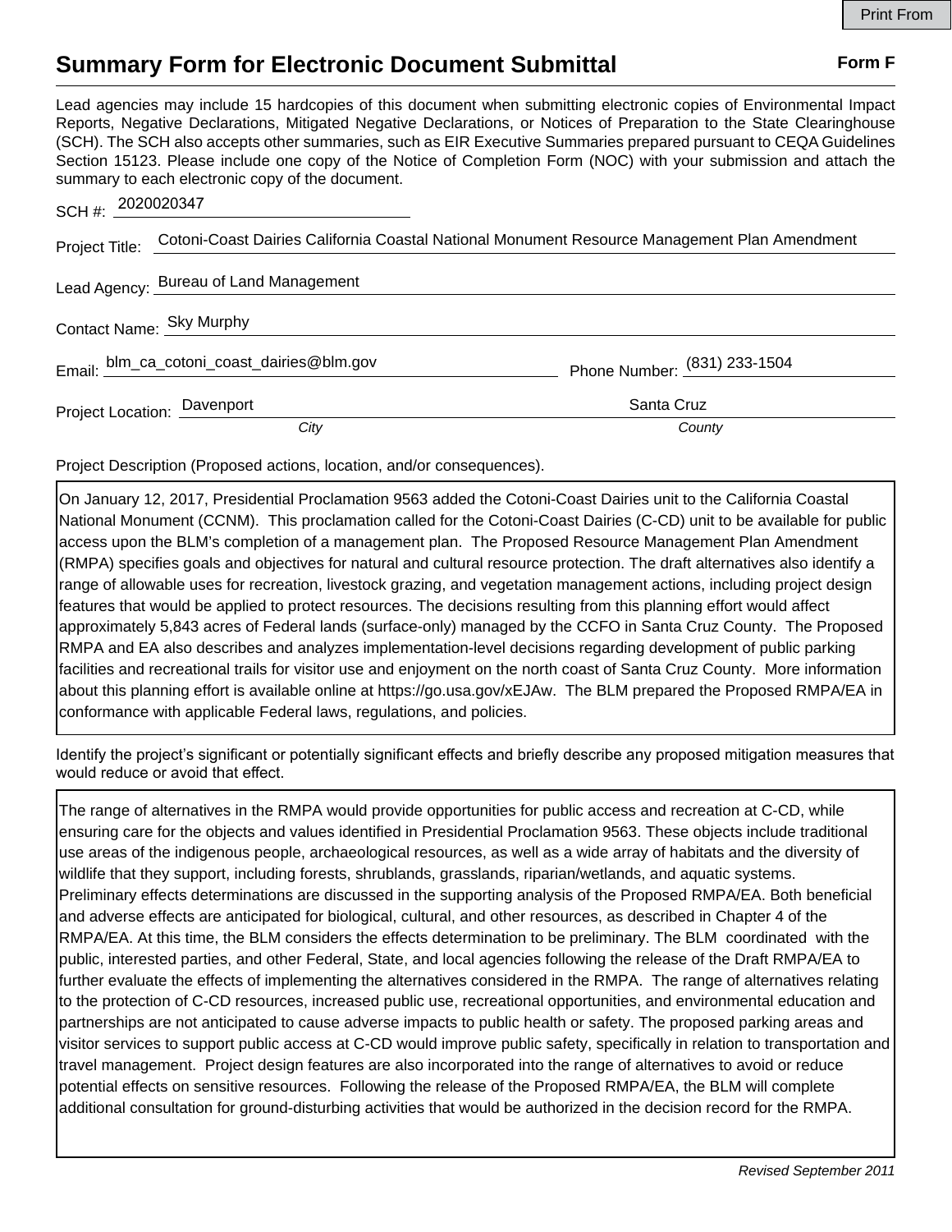# Summary Form for Electronic Document Submittal

**Form F**

Lead agencies may include 15 hardcopies of this document when submitting electronic copies of Environmental Impact Reports, Negative Declarations, Mitigated Negative Declarations, or Notices of Preparation to the State Clearinghouse (SCH). The SCH also accepts other summaries, such as EIR Executive Summaries prepared pursuant to CEQA Guidelines Section 15123. Please include one copy of the Notice of Completion Form (NOC) with your submission and attach the summary to each electronic copy of the document.

SCH #: 2020020347

Project Title: Cotoni-Coast Dairies California Coastal National Monument Resource Management Plan Amendment

Lead Agency: Bureau of Land Management

Contact Name: Sky Murphy

Email: blm_ca_cotoni_coast_dairies@blm.gov

Phone Number: (831) 233-1504

Project Location: Davenport (*City*), Santa Cruz (*County*)

Project Description (Proposed actions, location, and/or consequences).

On January 12, 2017, Presidential Proclamation 9563 added the Cotoni-Coast Dairies unit to the California Coastal National Monument (CCNM). This proclamation called for the Cotoni-Coast Dairies (C-CD) unit to be available for public access upon the BLM's completion of a management plan. The Proposed Resource Management Plan Amendment (RMPA) specifies goals and objectives for natural and cultural resource protection. The draft alternatives also identify a range of allowable uses for recreation, livestock grazing, and vegetation management actions, including project design features that would be applied to protect resources. The decisions resulting from this planning effort would affect approximately 5,843 acres of Federal lands (surface-only) managed by the CCFO in Santa Cruz County. The Proposed RMPA and EA also describes and analyzes implementation-level decisions regarding development of public parking facilities and recreational trails for visitor use and enjoyment on the north coast of Santa Cruz County. More information about this planning effort is available online at https://go.usa.gov/xEJAw. The BLM prepared the Proposed RMPA/EA in conformance with applicable Federal laws, regulations, and policies.

Identify the project's significant or potentially significant effects and briefly describe any proposed mitigation measures that would reduce or avoid that effect.

The range of alternatives in the RMPA would provide opportunities for public access and recreation at C-CD, while ensuring care for the objects and values identified in Presidential Proclamation 9563. These objects include traditional use areas of the indigenous people, archaeological resources, as well as a wide array of habitats and the diversity of wildlife that they support, including forests, shrublands, grasslands, riparian/wetlands, and aquatic systems. Preliminary effects determinations are discussed in the supporting analysis of the Proposed RMPA/EA. Both beneficial and adverse effects are anticipated for biological, cultural, and other resources, as described in Chapter 4 of the RMPA/EA. At this time, the BLM considers the effects determination to be preliminary. The BLM coordinated with the public, interested parties, and other Federal, State, and local agencies following the release of the Draft RMPA/EA to further evaluate the effects of implementing the alternatives considered in the RMPA. The range of alternatives relating to the protection of C-CD resources, increased public use, recreational opportunities, and environmental education and partnerships are not anticipated to cause adverse impacts to public health or safety. The proposed parking areas and visitor services to support public access at C-CD would improve public safety, specifically in relation to transportation and travel management. Project design features are also incorporated into the range of alternatives to avoid or reduce potential effects on sensitive resources. Following the release of the Proposed RMPA/EA, the BLM will complete additional consultation for ground-disturbing activities that would be authorized in the decision record for the RMPA.

*Revised September 2011*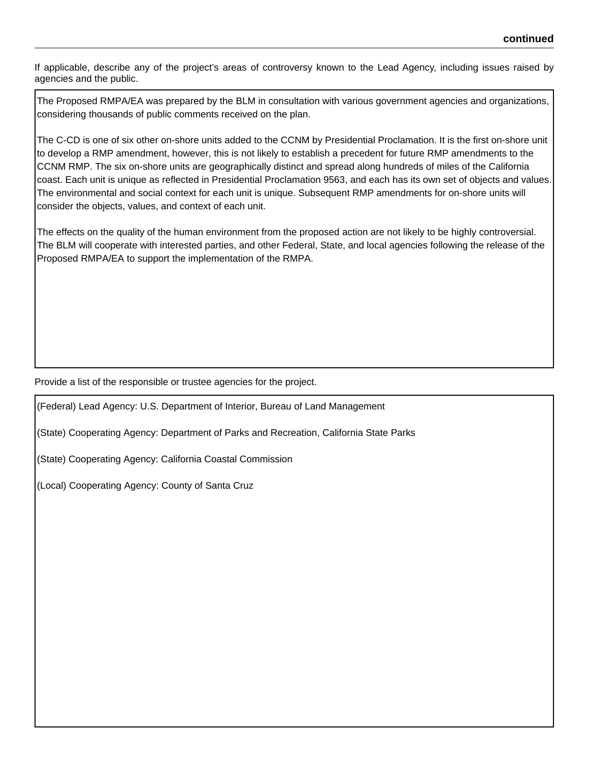**continued**

If applicable, describe any of the project's areas of controversy known to the Lead Agency, including issues raised by agencies and the public.

The Proposed RMPA/EA was prepared by the BLM in consultation with various government agencies and organizations, considering thousands of public comments received on the plan.

The C-CD is one of six other on-shore units added to the CCNM by Presidential Proclamation. It is the first on-shore unit to develop a RMP amendment, however, this is not likely to establish a precedent for future RMP amendments to the CCNM RMP. The six on-shore units are geographically distinct and spread along hundreds of miles of the California coast. Each unit is unique as reflected in Presidential Proclamation 9563, and each has its own set of objects and values. The environmental and social context for each unit is unique. Subsequent RMP amendments for on-shore units will consider the objects, values, and context of each unit.

The effects on the quality of the human environment from the proposed action are not likely to be highly controversial. The BLM will cooperate with interested parties, and other Federal, State, and local agencies following the release of the Proposed RMPA/EA to support the implementation of the RMPA.

Provide a list of the responsible or trustee agencies for the project.

(Federal) Lead Agency: U.S. Department of Interior, Bureau of Land Management

(State) Cooperating Agency: Department of Parks and Recreation, California State Parks

(State) Cooperating Agency: California Coastal Commission

(Local) Cooperating Agency: County of Santa Cruz